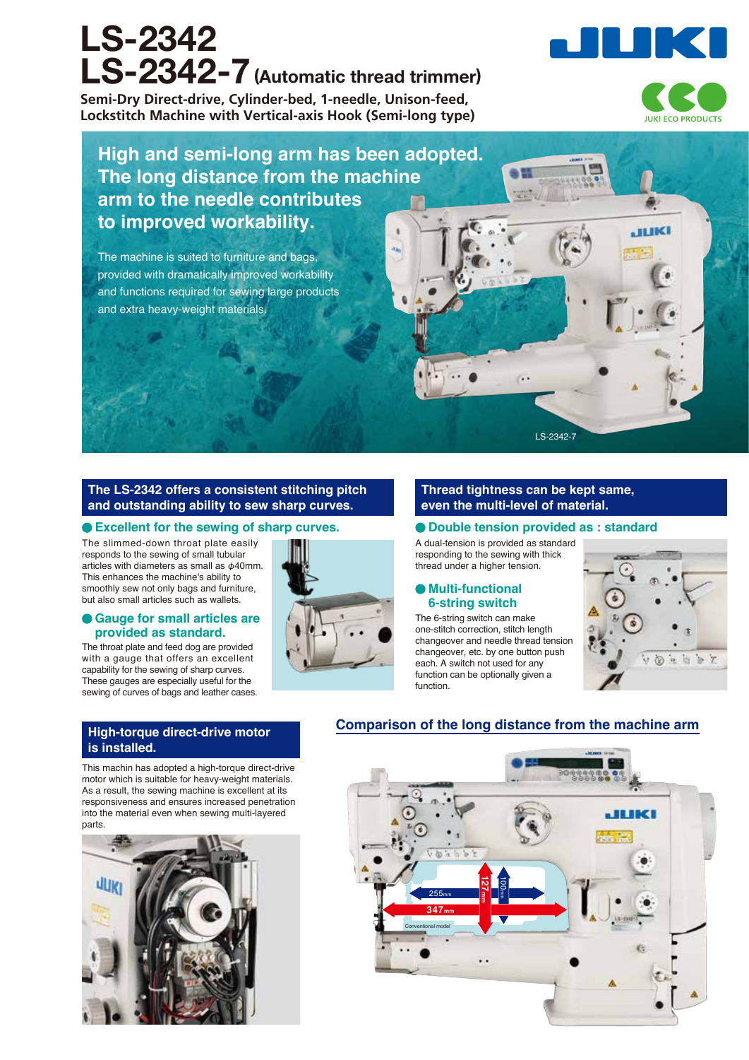# LS-2342
# LS-2342-7 (Automatic thread trimmer)

**Semi-Dry Direct-drive, Cylinder-bed, 1-needle, Unison-feed, Lockstitch Machine with Vertical-axis Hook (Semi-long type)**

JUKI ECO PRODUCTS

## High and semi-long arm has been adopted. The long distance from the machine arm to the needle contributes to improved workability.

The machine is suited to furniture and bags, provided with dramatically improved workability and functions required for sewing large products and extra heavy-weight materials.

LS-2342-7

## The LS-2342 offers a consistent stitching pitch and outstanding ability to sew sharp curves.

### ● Excellent for the sewing of sharp curves.

The slimmed-down throat plate easily responds to the sewing of small tubular articles with diameters as small as $\phi$40mm. This enhances the machine's ability to smoothly sew not only bags and furniture, but also small articles such as wallets.

### ● Gauge for small articles are provided as standard.

The throat plate and feed dog are provided with a gauge that offers an excellent capability for the sewing of sharp curves. These gauges are especially useful for the sewing of curves of bags and leather cases.

## Thread tightness can be kept same, even the multi-level of material.

### ● Double tension provided as : standard

A dual-tension is provided as standard responding to the sewing with thick thread under a higher tension.

### ● Multi-functional 6-string switch

The 6-string switch can make one-stitch correction, stitch length changeover and needle thread tension changeover, etc. by one button push each. A switch not used for any function can be optionally given a function.

## High-torque direct-drive motor is installed.

This machin has adopted a high-torque direct-drive motor which is suitable for heavy-weight materials. As a result, the sewing machine is excellent at its responsiveness and ensures increased penetration into the material even when sewing multi-layered parts.

## Comparison of the long distance from the machine arm

255mm

347mm

127mm

100mm

Conventional model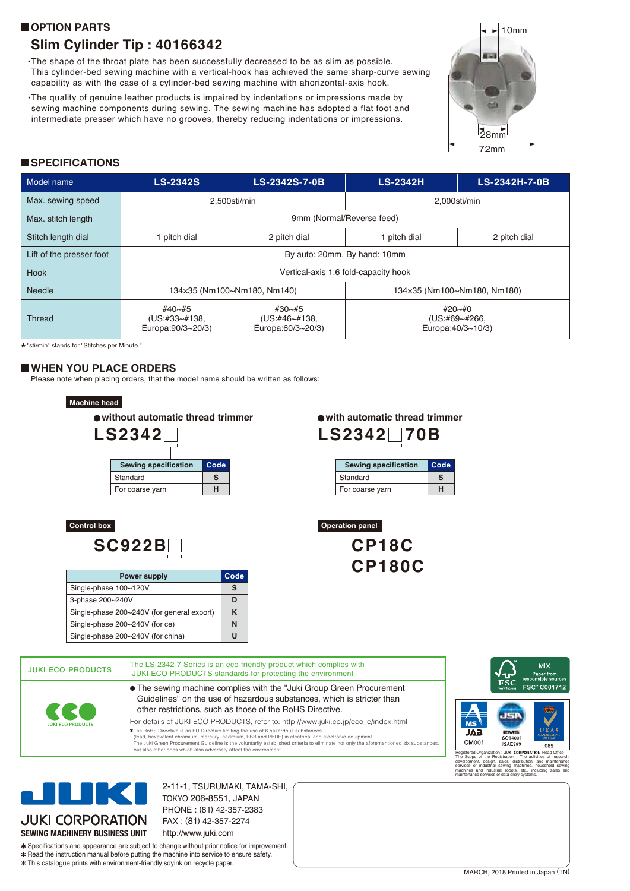## OPTION PARTS

### Slim Cylinder Tip : 40166342

- The shape of the throat plate has been successfully decreased to be as slim as possible. This cylinder-bed sewing machine with a vertical-hook has achieved the same sharp-curve sewing capability as with the case of a cylinder-bed sewing machine with ahorizontal-axis hook.
- The quality of genuine leather products is impaired by indentations or impressions made by sewing machine components during sewing. The sewing machine has adopted a flat foot and intermediate presser which have no grooves, thereby reducing indentations or impressions.

10mm
28mm
72mm

## SPECIFICATIONS

| Model name | LS-2342S | LS-2342S-7-0B | LS-2342H | LS-2342H-7-0B |
|---|---|---|---|---|
| Max. sewing speed | 2,500sti/min | | 2,000sti/min | |
| Max. stitch length | 9mm (Normal/Reverse feed) | | | |
| Stitch length dial | 1 pitch dial | 2 pitch dial | 1 pitch dial | 2 pitch dial |
| Lift of the presser foot | By auto: 20mm, By hand: 10mm | | | |
| Hook | Vertical-axis 1.6 fold-capacity hook | | | |
| Needle | 134×35 (Nm100~Nm180, Nm140) | | 134×35 (Nm100~Nm180, Nm180) | |
| Thread | #40~#5 (US:#33~#138, Europa:90/3~20/3) | #30~#5 (US:#46~#138, Europa:60/3~20/3) | #20~#0 (US:#69~#266, Europa:40/3~10/3) | |

* "sti/min" stands for "Stitches per Minute."

## WHEN YOU PLACE ORDERS

Please note when placing orders, that the model name should be written as follows:

**Machine head**

● without automatic thread trimmer

**LS2342□**

| Sewing specification | Code |
|---|---|
| Standard | S |
| For coarse yarn | H |

● with automatic thread trimmer

**LS2342□70B**

| Sewing specification | Code |
|---|---|
| Standard | S |
| For coarse yarn | H |

**Control box**

**SC922B□**

| Power supply | Code |
|---|---|
| Single-phase 100~120V | S |
| 3-phase 200~240V | D |
| Single-phase 200~240V (for general export) | K |
| Single-phase 200~240V (for ce) | N |
| Single-phase 200~240V (for china) | U |

**Operation panel**

**CP18C**
**CP180C**

**JUKI ECO PRODUCTS**

The LS-2342-7 Series is an eco-friendly product which complies with JUKI ECO PRODUCTS standards for protecting the environment

JUKI ECO PRODUCTS

- The sewing machine complies with the "Juki Group Green Procurement Guidelines" on the use of hazardous substances, which is stricter than other restrictions, such as those of the RoHS Directive.

For details of JUKI ECO PRODUCTS, refer to: http://www.juki.co.jp/eco_e/index.html

* The RoHS Directive is an EU Directive limiting the use of 6 hazardous substances (lead, hexavalent chromium, mercury, cadmium, PBB and PBDE) in electrical and electronic equipment.
The Juki Green Procurement Guideline is the voluntarily established criteria to eliminate not only the aforementioned six substances, but also other ones which also adversely affect the environment.

MIX Paper from responsible sources FSC® C001712

MS JAB CM001 | JSA EMS ISO14001 JSAE389 | UKAS MANAGEMENT SYSTEMS 089

Registered Organization : JUKI CORPORATION Head Office
The Scope of the Registration : The activities of research, development, design, sales, distribution, and maintenance services of industrial sewing machines, household sewing machines and industrial robots, etc., including sales and maintenance services of data entry systems.

**JUKI CORPORATION**
**SEWING MACHINERY BUSINESS UNIT**

2-11-1, TSURUMAKI, TAMA-SHI, TOKYO 206-8551, JAPAN
PHONE : (81) 42-357-2383
FAX : (81) 42-357-2274
http://www.juki.com

* Specifications and appearance are subject to change without prior notice for improvement.
* Read the instruction manual before putting the machine into service to ensure safety.
* This catalogue prints with environment-friendly soyink on recycle paper.

MARCH, 2018 Printed in Japan (TN)